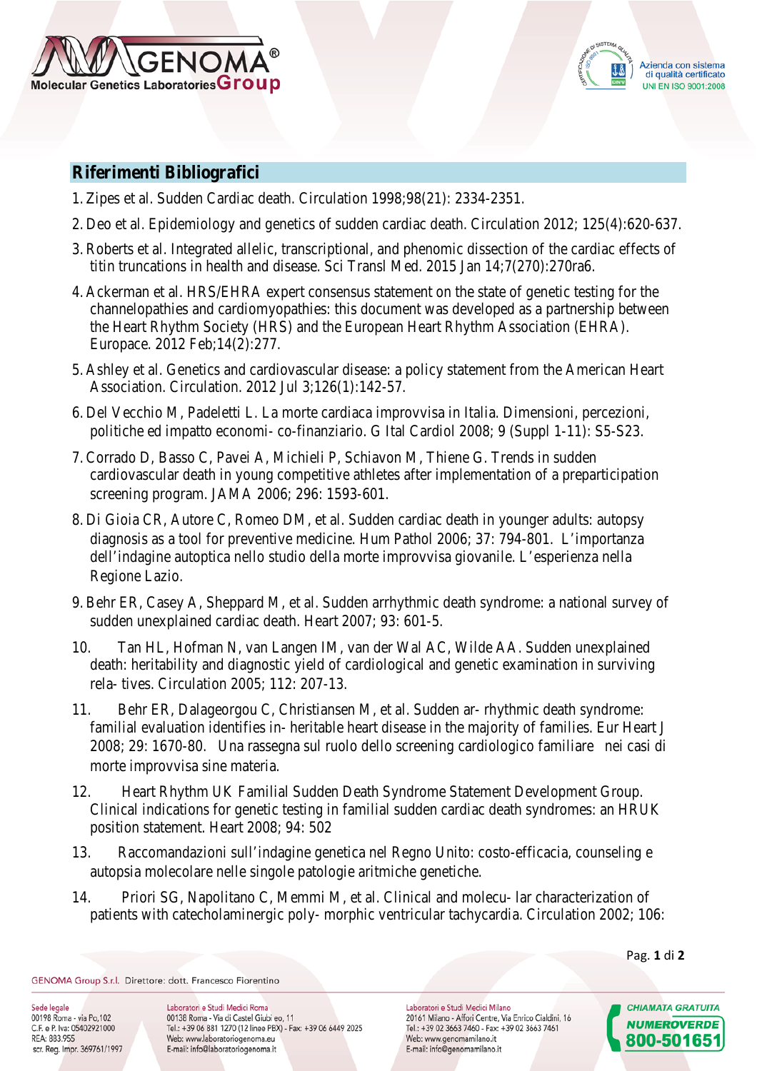## Riferimenti Bibliografici

1. Zipes et al. Sudden Cardiac death. Circulation 1998;98(21): 2334-2351.
2. Deo et al. Epidemiology and genetics of sudden cardiac death. Circulation 2012; 125(4):620-637.
3. Roberts et al. Integrated allelic, transcriptional, and phenomic dissection of the cardiac effects of titin truncations in health and disease. Sci Transl Med. 2015 Jan 14;7(270):270ra6.
4. Ackerman et al. HRS/EHRA expert consensus statement on the state of genetic testing for the channelopathies and cardiomyopathies: this document was developed as a partnership between the Heart Rhythm Society (HRS) and the European Heart Rhythm Association (EHRA). Europace. 2012 Feb;14(2):277.
5. Ashley et al. Genetics and cardiovascular disease: a policy statement from the American Heart Association. Circulation. 2012 Jul 3;126(1):142-57.
6. Del Vecchio M, Padeletti L. La morte cardiaca improvvisa in Italia. Dimensioni, percezioni, politiche ed impatto economi- co-finanziario. G Ital Cardiol 2008; 9 (Suppl 1-11): S5-S23.
7. Corrado D, Basso C, Pavei A, Michieli P, Schiavon M, Thiene G. Trends in sudden cardiovascular death in young competitive athletes after implementation of a preparticipation screening program. JAMA 2006; 296: 1593-601.
8. Di Gioia CR, Autore C, Romeo DM, et al. Sudden cardiac death in younger adults: autopsy diagnosis as a tool for preventive medicine. Hum Pathol 2006; 37: 794-801. L'importanza dell'indagine autoptica nello studio della morte improvvisa giovanile. L'esperienza nella Regione Lazio.
9. Behr ER, Casey A, Sheppard M, et al. Sudden arrhythmic death syndrome: a national survey of sudden unexplained cardiac death. Heart 2007; 93: 601-5.
10. Tan HL, Hofman N, van Langen IM, van der Wal AC, Wilde AA. Sudden unexplained death: heritability and diagnostic yield of cardiological and genetic examination in surviving rela- tives. Circulation 2005; 112: 207-13.
11. Behr ER, Dalageorgou C, Christiansen M, et al. Sudden ar- rhythmic death syndrome: familial evaluation identifies in- heritable heart disease in the majority of families. Eur Heart J 2008; 29: 1670-80. Una rassegna sul ruolo dello screening cardiologico familiare nei casi di morte improvvisa sine materia.
12. Heart Rhythm UK Familial Sudden Death Syndrome Statement Development Group. Clinical indications for genetic testing in familial sudden cardiac death syndromes: an HRUK position statement. Heart 2008; 94: 502
13. Raccomandazioni sull'indagine genetica nel Regno Unito: costo-efficacia, counseling e autopsia molecolare nelle singole patologie aritmiche genetiche.
14. Priori SG, Napolitano C, Memmi M, et al. Clinical and molecu- lar characterization of patients with catecholaminergic poly- morphic ventricular tachycardia. Circulation 2002; 106: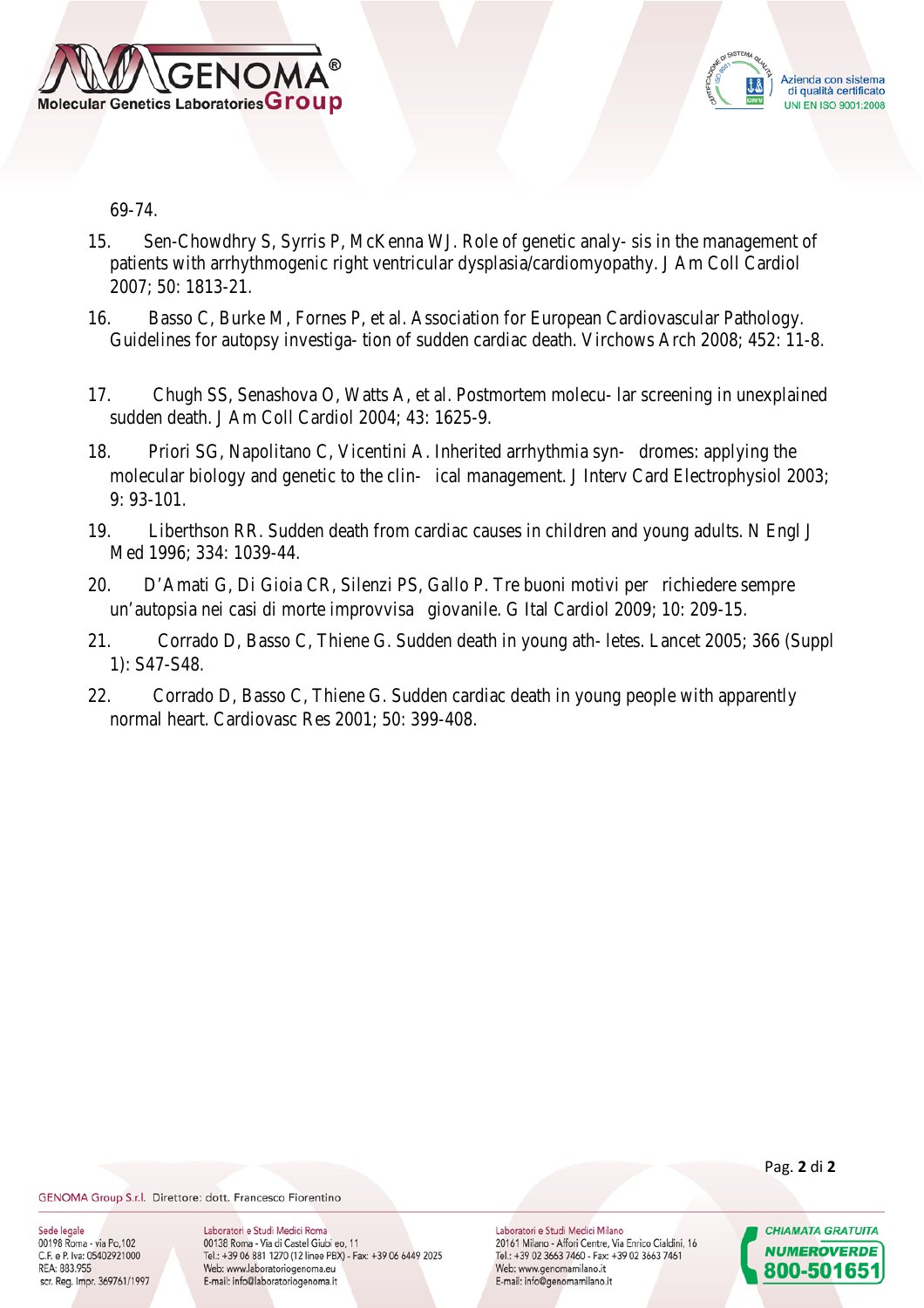69-74.

15. Sen-Chowdhry S, Syrris P, McKenna WJ. Role of genetic analy- sis in the management of patients with arrhythmogenic right ventricular dysplasia/cardiomyopathy. J Am Coll Cardiol 2007; 50: 1813-21.

16. Basso C, Burke M, Fornes P, et al. Association for European Cardiovascular Pathology. Guidelines for autopsy investiga- tion of sudden cardiac death. Virchows Arch 2008; 452: 11-8.

17. Chugh SS, Senashova O, Watts A, et al. Postmortem molecu- lar screening in unexplained sudden death. J Am Coll Cardiol 2004; 43: 1625-9.

18. Priori SG, Napolitano C, Vicentini A. Inherited arrhythmia syn- dromes: applying the molecular biology and genetic to the clin- ical management. J Interv Card Electrophysiol 2003; 9: 93-101.

19. Liberthson RR. Sudden death from cardiac causes in children and young adults. N Engl J Med 1996; 334: 1039-44.

20. D'Amati G, Di Gioia CR, Silenzi PS, Gallo P. Tre buoni motivi per richiedere sempre un'autopsia nei casi di morte improvvisa giovanile. G Ital Cardiol 2009; 10: 209-15.

21. Corrado D, Basso C, Thiene G. Sudden death in young ath- letes. Lancet 2005; 366 (Suppl 1): S47-S48.

22. Corrado D, Basso C, Thiene G. Sudden cardiac death in young people with apparently normal heart. Cardiovasc Res 2001; 50: 399-408.